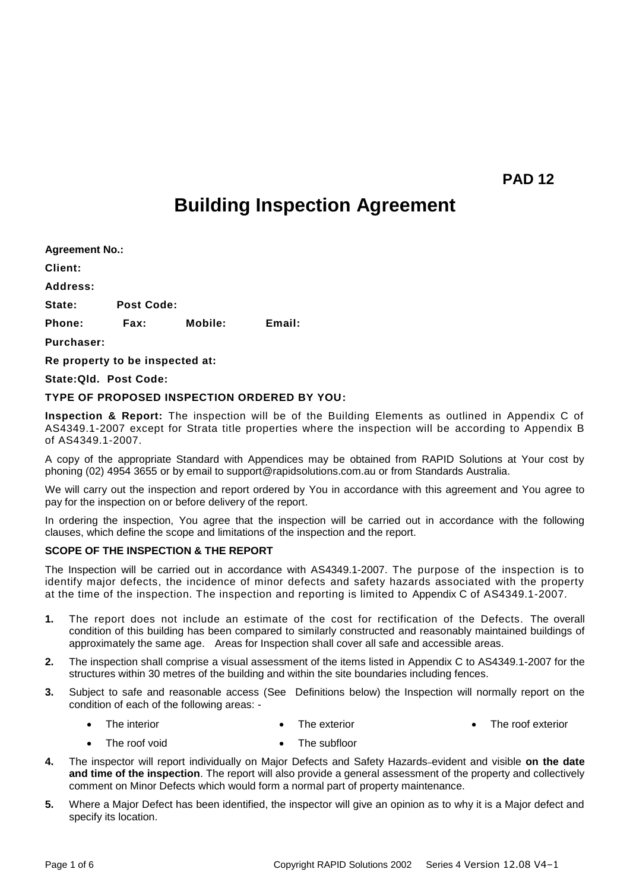PAD 12

# Building Inspection Agreement

**Agreement No.:**

**Client:**

**Address:**

**State:** **Post Code:**

**Phone:** **Fax:** **Mobile:** **Email:**

**Purchaser:**

**Re property to be inspected at:**

**State:Qld. Post Code:**

**TYPE OF PROPOSED INSPECTION ORDERED BY YOU:**

**Inspection & Report:** The inspection will be of the Building Elements as outlined in Appendix C of AS4349.1-2007 except for Strata title properties where the inspection will be according to Appendix B of AS4349.1-2007.

A copy of the appropriate Standard with Appendices may be obtained from RAPID Solutions at Your cost by phoning (02) 4954 3655 or by email to support@rapidsolutions.com.au or from Standards Australia.

We will carry out the inspection and report ordered by You in accordance with this agreement and You agree to pay for the inspection on or before delivery of the report.

In ordering the inspection, You agree that the inspection will be carried out in accordance with the following clauses, which define the scope and limitations of the inspection and the report.

**SCOPE OF THE INSPECTION & THE REPORT**

The Inspection will be carried out in accordance with AS4349.1-2007. The purpose of the inspection is to identify major defects, the incidence of minor defects and safety hazards associated with the property at the time of the inspection. The inspection and reporting is limited to Appendix C of AS4349.1-2007.

**1.** The report does not include an estimate of the cost for rectification of the Defects. The overall condition of this building has been compared to similarly constructed and reasonably maintained buildings of approximately the same age. Areas for Inspection shall cover all safe and accessible areas.

**2.** The inspection shall comprise a visual assessment of the items listed in Appendix C to AS4349.1-2007 for the structures within 30 metres of the building and within the site boundaries including fences.

**3.** Subject to safe and reasonable access (See Definitions below) the Inspection will normally report on the condition of each of the following areas: -

- The interior
- The exterior
- The roof exterior
- The roof void
- The subfloor

**4.** The inspector will report individually on Major Defects and Safety Hazards evident and visible **on the date and time of the inspection**. The report will also provide a general assessment of the property and collectively comment on Minor Defects which would form a normal part of property maintenance.

**5.** Where a Major Defect has been identified, the inspector will give an opinion as to why it is a Major defect and specify its location.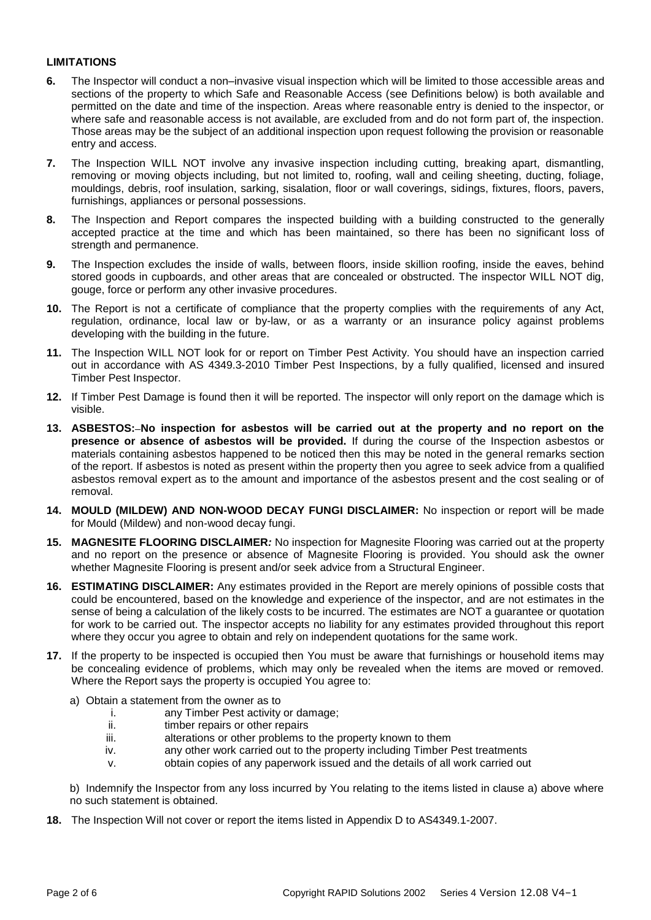**LIMITATIONS**

**6.** The Inspector will conduct a non–invasive visual inspection which will be limited to those accessible areas and sections of the property to which Safe and Reasonable Access (see Definitions below) is both available and permitted on the date and time of the inspection. Areas where reasonable entry is denied to the inspector, or where safe and reasonable access is not available, are excluded from and do not form part of, the inspection. Those areas may be the subject of an additional inspection upon request following the provision or reasonable entry and access.

**7.** The Inspection WILL NOT involve any invasive inspection including cutting, breaking apart, dismantling, removing or moving objects including, but not limited to, roofing, wall and ceiling sheeting, ducting, foliage, mouldings, debris, roof insulation, sarking, sisalation, floor or wall coverings, sidings, fixtures, floors, pavers, furnishings, appliances or personal possessions.

**8.** The Inspection and Report compares the inspected building with a building constructed to the generally accepted practice at the time and which has been maintained, so there has been no significant loss of strength and permanence.

**9.** The Inspection excludes the inside of walls, between floors, inside skillion roofing, inside the eaves, behind stored goods in cupboards, and other areas that are concealed or obstructed. The inspector WILL NOT dig, gouge, force or perform any other invasive procedures.

**10.** The Report is not a certificate of compliance that the property complies with the requirements of any Act, regulation, ordinance, local law or by-law, or as a warranty or an insurance policy against problems developing with the building in the future.

**11.** The Inspection WILL NOT look for or report on Timber Pest Activity. You should have an inspection carried out in accordance with AS 4349.3-2010 Timber Pest Inspections, by a fully qualified, licensed and insured Timber Pest Inspector.

**12.** If Timber Pest Damage is found then it will be reported. The inspector will only report on the damage which is visible.

**13.** **ASBESTOS:–No inspection for asbestos will be carried out at the property and no report on the presence or absence of asbestos will be provided.** If during the course of the Inspection asbestos or materials containing asbestos happened to be noticed then this may be noted in the general remarks section of the report. If asbestos is noted as present within the property then you agree to seek advice from a qualified asbestos removal expert as to the amount and importance of the asbestos present and the cost sealing or of removal.

**14.** **MOULD (MILDEW) AND NON-WOOD DECAY FUNGI DISCLAIMER:** No inspection or report will be made for Mould (Mildew) and non-wood decay fungi.

**15.** **MAGNESITE FLOORING DISCLAIMER***:* No inspection for Magnesite Flooring was carried out at the property and no report on the presence or absence of Magnesite Flooring is provided. You should ask the owner whether Magnesite Flooring is present and/or seek advice from a Structural Engineer.

**16.** **ESTIMATING DISCLAIMER:** Any estimates provided in the Report are merely opinions of possible costs that could be encountered, based on the knowledge and experience of the inspector, and are not estimates in the sense of being a calculation of the likely costs to be incurred. The estimates are NOT a guarantee or quotation for work to be carried out. The inspector accepts no liability for any estimates provided throughout this report where they occur you agree to obtain and rely on independent quotations for the same work.

**17.** If the property to be inspected is occupied then You must be aware that furnishings or household items may be concealing evidence of problems, which may only be revealed when the items are moved or removed. Where the Report says the property is occupied You agree to:

a) Obtain a statement from the owner as to

  i. any Timber Pest activity or damage;
  ii. timber repairs or other repairs
  iii. alterations or other problems to the property known to them
  iv. any other work carried out to the property including Timber Pest treatments
  v. obtain copies of any paperwork issued and the details of all work carried out

b) Indemnify the Inspector from any loss incurred by You relating to the items listed in clause a) above where no such statement is obtained.

**18.** The Inspection Will not cover or report the items listed in Appendix D to AS4349.1-2007.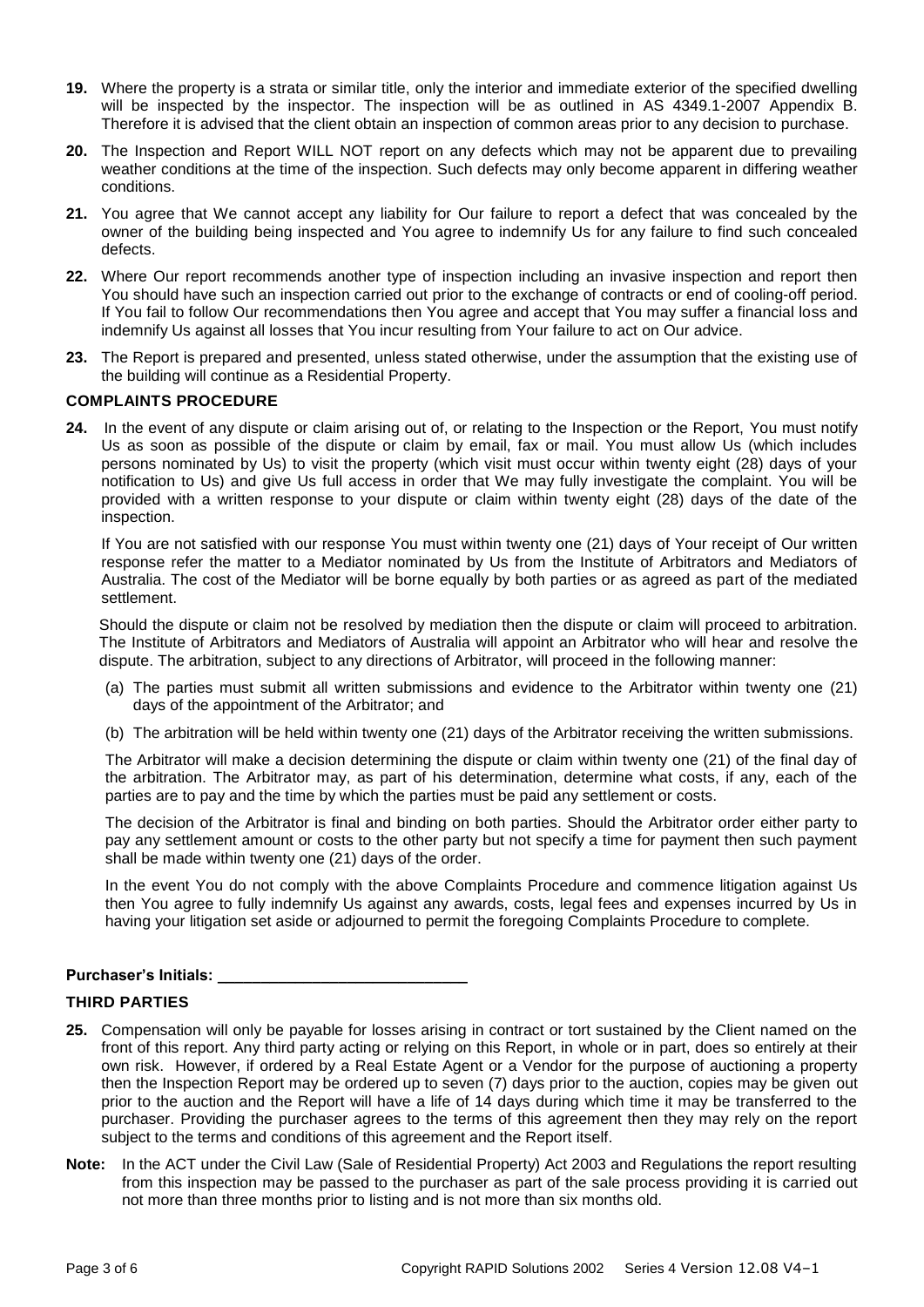**19.** Where the property is a strata or similar title, only the interior and immediate exterior of the specified dwelling will be inspected by the inspector. The inspection will be as outlined in AS 4349.1-2007 Appendix B. Therefore it is advised that the client obtain an inspection of common areas prior to any decision to purchase.

**20.** The Inspection and Report WILL NOT report on any defects which may not be apparent due to prevailing weather conditions at the time of the inspection. Such defects may only become apparent in differing weather conditions.

**21.** You agree that We cannot accept any liability for Our failure to report a defect that was concealed by the owner of the building being inspected and You agree to indemnify Us for any failure to find such concealed defects.

**22.** Where Our report recommends another type of inspection including an invasive inspection and report then You should have such an inspection carried out prior to the exchange of contracts or end of cooling-off period. If You fail to follow Our recommendations then You agree and accept that You may suffer a financial loss and indemnify Us against all losses that You incur resulting from Your failure to act on Our advice.

**23.** The Report is prepared and presented, unless stated otherwise, under the assumption that the existing use of the building will continue as a Residential Property.

**COMPLAINTS PROCEDURE**

**24.** In the event of any dispute or claim arising out of, or relating to the Inspection or the Report, You must notify Us as soon as possible of the dispute or claim by email, fax or mail. You must allow Us (which includes persons nominated by Us) to visit the property (which visit must occur within twenty eight (28) days of your notification to Us) and give Us full access in order that We may fully investigate the complaint. You will be provided with a written response to your dispute or claim within twenty eight (28) days of the date of the inspection.

If You are not satisfied with our response You must within twenty one (21) days of Your receipt of Our written response refer the matter to a Mediator nominated by Us from the Institute of Arbitrators and Mediators of Australia. The cost of the Mediator will be borne equally by both parties or as agreed as part of the mediated settlement.

Should the dispute or claim not be resolved by mediation then the dispute or claim will proceed to arbitration. The Institute of Arbitrators and Mediators of Australia will appoint an Arbitrator who will hear and resolve the dispute. The arbitration, subject to any directions of Arbitrator, will proceed in the following manner:

(a) The parties must submit all written submissions and evidence to the Arbitrator within twenty one (21) days of the appointment of the Arbitrator; and

(b) The arbitration will be held within twenty one (21) days of the Arbitrator receiving the written submissions.

The Arbitrator will make a decision determining the dispute or claim within twenty one (21) of the final day of the arbitration. The Arbitrator may, as part of his determination, determine what costs, if any, each of the parties are to pay and the time by which the parties must be paid any settlement or costs.

The decision of the Arbitrator is final and binding on both parties. Should the Arbitrator order either party to pay any settlement amount or costs to the other party but not specify a time for payment then such payment shall be made within twenty one (21) days of the order.

In the event You do not comply with the above Complaints Procedure and commence litigation against Us then You agree to fully indemnify Us against any awards, costs, legal fees and expenses incurred by Us in having your litigation set aside or adjourned to permit the foregoing Complaints Procedure to complete.

**Purchaser's Initials: ____________________________**

**THIRD PARTIES**

**25.** Compensation will only be payable for losses arising in contract or tort sustained by the Client named on the front of this report. Any third party acting or relying on this Report, in whole or in part, does so entirely at their own risk. However, if ordered by a Real Estate Agent or a Vendor for the purpose of auctioning a property then the Inspection Report may be ordered up to seven (7) days prior to the auction, copies may be given out prior to the auction and the Report will have a life of 14 days during which time it may be transferred to the purchaser. Providing the purchaser agrees to the terms of this agreement then they may rely on the report subject to the terms and conditions of this agreement and the Report itself.

**Note:** In the ACT under the Civil Law (Sale of Residential Property) Act 2003 and Regulations the report resulting from this inspection may be passed to the purchaser as part of the sale process providing it is carried out not more than three months prior to listing and is not more than six months old.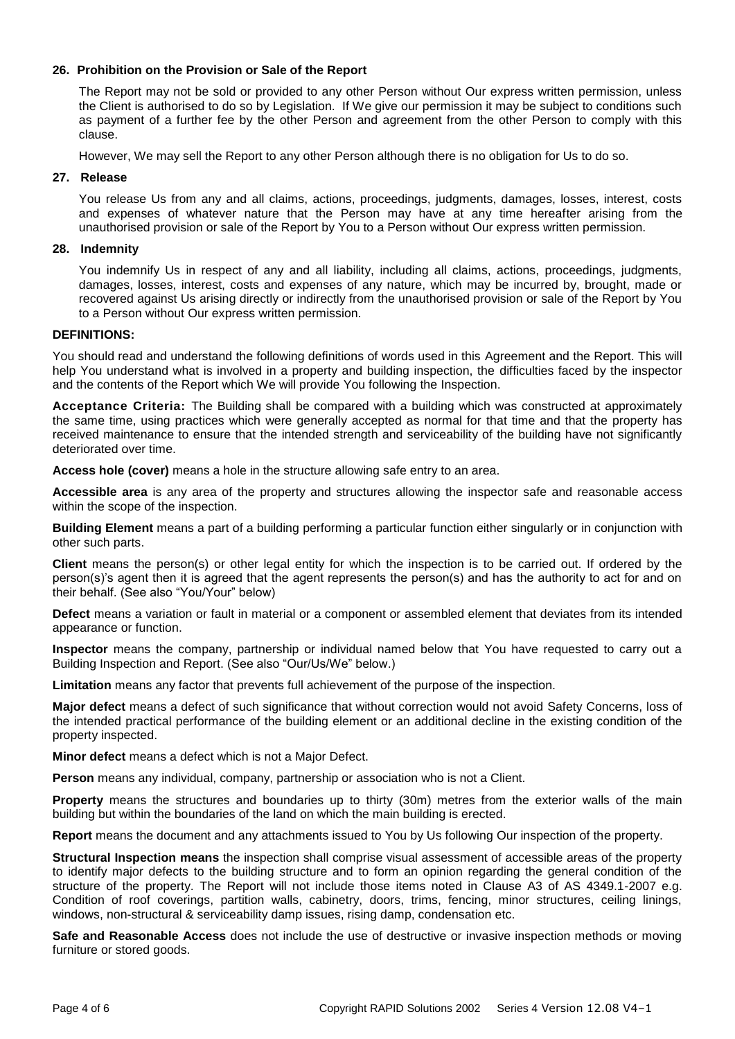**26. Prohibition on the Provision or Sale of the Report**

The Report may not be sold or provided to any other Person without Our express written permission, unless the Client is authorised to do so by Legislation. If We give our permission it may be subject to conditions such as payment of a further fee by the other Person and agreement from the other Person to comply with this clause.

However, We may sell the Report to any other Person although there is no obligation for Us to do so.

**27. Release**

You release Us from any and all claims, actions, proceedings, judgments, damages, losses, interest, costs and expenses of whatever nature that the Person may have at any time hereafter arising from the unauthorised provision or sale of the Report by You to a Person without Our express written permission.

**28. Indemnity**

You indemnify Us in respect of any and all liability, including all claims, actions, proceedings, judgments, damages, losses, interest, costs and expenses of any nature, which may be incurred by, brought, made or recovered against Us arising directly or indirectly from the unauthorised provision or sale of the Report by You to a Person without Our express written permission.

**DEFINITIONS:**

You should read and understand the following definitions of words used in this Agreement and the Report. This will help You understand what is involved in a property and building inspection, the difficulties faced by the inspector and the contents of the Report which We will provide You following the Inspection.

**Acceptance Criteria:** The Building shall be compared with a building which was constructed at approximately the same time, using practices which were generally accepted as normal for that time and that the property has received maintenance to ensure that the intended strength and serviceability of the building have not significantly deteriorated over time.

**Access hole (cover)** means a hole in the structure allowing safe entry to an area.

**Accessible area** is any area of the property and structures allowing the inspector safe and reasonable access within the scope of the inspection.

**Building Element** means a part of a building performing a particular function either singularly or in conjunction with other such parts.

**Client** means the person(s) or other legal entity for which the inspection is to be carried out. If ordered by the person(s)'s agent then it is agreed that the agent represents the person(s) and has the authority to act for and on their behalf. (See also "You/Your" below)

**Defect** means a variation or fault in material or a component or assembled element that deviates from its intended appearance or function.

**Inspector** means the company, partnership or individual named below that You have requested to carry out a Building Inspection and Report. (See also "Our/Us/We" below.)

**Limitation** means any factor that prevents full achievement of the purpose of the inspection.

**Major defect** means a defect of such significance that without correction would not avoid Safety Concerns, loss of the intended practical performance of the building element or an additional decline in the existing condition of the property inspected.

**Minor defect** means a defect which is not a Major Defect.

**Person** means any individual, company, partnership or association who is not a Client.

**Property** means the structures and boundaries up to thirty (30m) metres from the exterior walls of the main building but within the boundaries of the land on which the main building is erected.

**Report** means the document and any attachments issued to You by Us following Our inspection of the property.

**Structural Inspection means** the inspection shall comprise visual assessment of accessible areas of the property to identify major defects to the building structure and to form an opinion regarding the general condition of the structure of the property. The Report will not include those items noted in Clause A3 of AS 4349.1-2007 e.g. Condition of roof coverings, partition walls, cabinetry, doors, trims, fencing, minor structures, ceiling linings, windows, non-structural & serviceability damp issues, rising damp, condensation etc.

**Safe and Reasonable Access** does not include the use of destructive or invasive inspection methods or moving furniture or stored goods.

Copyright RAPID Solutions 2002 Series 4 Version 12.08 V4–1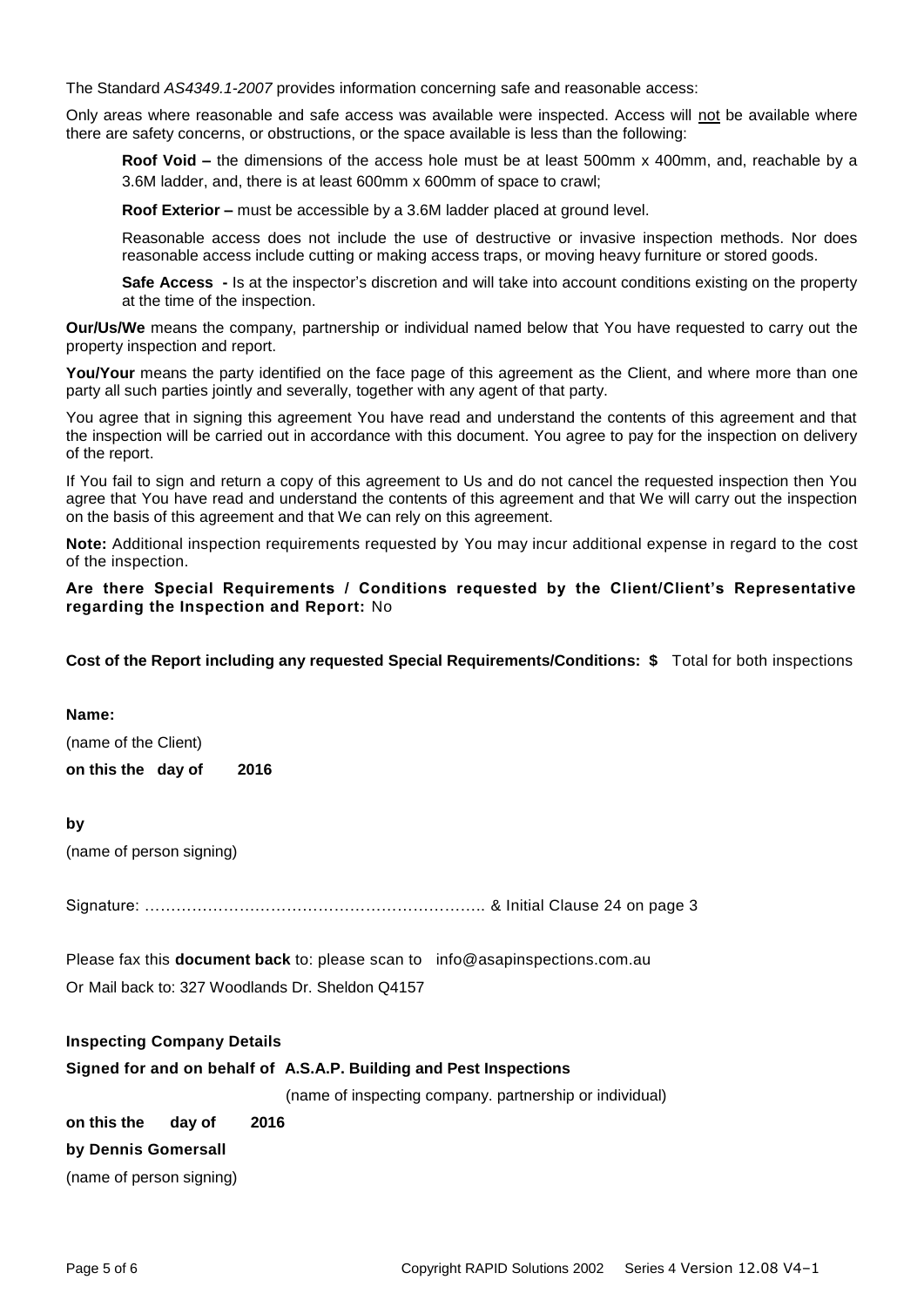The Standard *AS4349.1-2007* provides information concerning safe and reasonable access:

Only areas where reasonable and safe access was available were inspected. Access will not be available where there are safety concerns, or obstructions, or the space available is less than the following:

> **Roof Void –** the dimensions of the access hole must be at least 500mm x 400mm, and, reachable by a 3.6M ladder, and, there is at least 600mm x 600mm of space to crawl;
>
> **Roof Exterior –** must be accessible by a 3.6M ladder placed at ground level.
>
> Reasonable access does not include the use of destructive or invasive inspection methods. Nor does reasonable access include cutting or making access traps, or moving heavy furniture or stored goods.
>
> **Safe Access -** Is at the inspector's discretion and will take into account conditions existing on the property at the time of the inspection.

**Our/Us/We** means the company, partnership or individual named below that You have requested to carry out the property inspection and report.

**You/Your** means the party identified on the face page of this agreement as the Client, and where more than one party all such parties jointly and severally, together with any agent of that party.

You agree that in signing this agreement You have read and understand the contents of this agreement and that the inspection will be carried out in accordance with this document. You agree to pay for the inspection on delivery of the report.

If You fail to sign and return a copy of this agreement to Us and do not cancel the requested inspection then You agree that You have read and understand the contents of this agreement and that We will carry out the inspection on the basis of this agreement and that We can rely on this agreement.

**Note:** Additional inspection requirements requested by You may incur additional expense in regard to the cost of the inspection.

**Are there Special Requirements / Conditions requested by the Client/Client's Representative regarding the Inspection and Report:** No

**Cost of the Report including any requested Special Requirements/Conditions: $** Total for both inspections

**Name:**

(name of the Client)

**on this the day of 2016**

**by**

(name of person signing)

Signature: ……………………………………………………….. & Initial Clause 24 on page 3

Please fax this **document back** to: please scan to info@asapinspections.com.au

Or Mail back to: 327 Woodlands Dr. Sheldon Q4157

**Inspecting Company Details**

**Signed for and on behalf of A.S.A.P. Building and Pest Inspections**

(name of inspecting company. partnership or individual)

**on this the day of 2016**

**by Dennis Gomersall**

(name of person signing)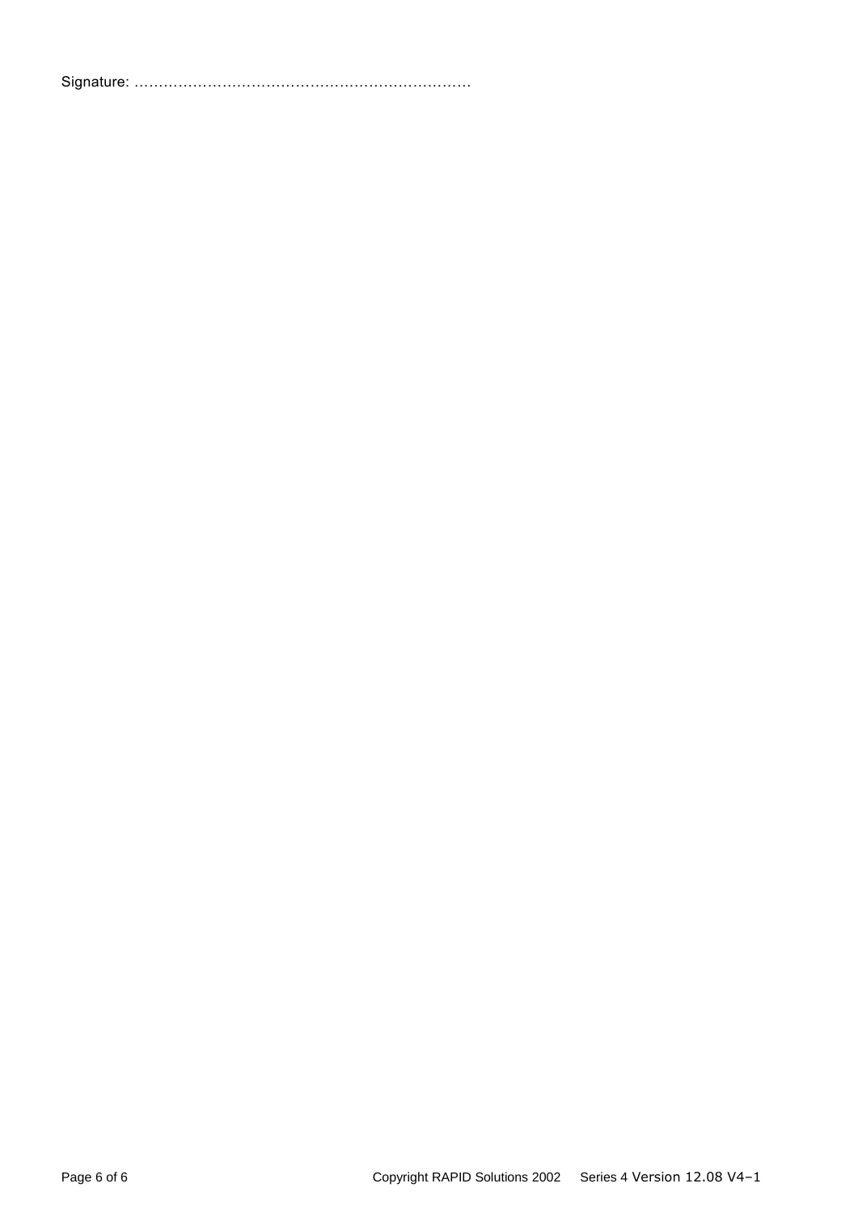Signature: ……………………………………………………………